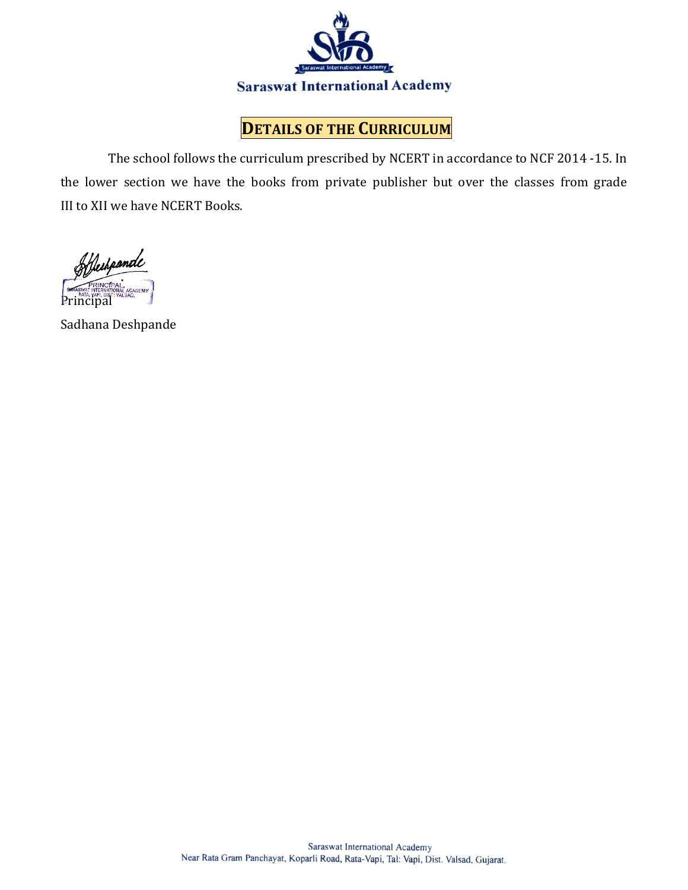**Saraswat International Academy**

## DETAILS OF THE CURRICULUM

The school follows the curriculum prescribed by NCERT in accordance to NCF 2014 -15. In the lower section we have the books from private publisher but over the classes from grade III to XII we have NCERT Books.

PRINCIPAL, SARASWAT INTERNATIONAL ACADEMY, RATA, VAPI, DIST: VALSAD.

Principal

Sadhana Deshpande

Saraswat International Academy
Near Rata Gram Panchayat, Koparli Road, Rata-Vapi, Tal: Vapi, Dist. Valsad, Gujarat.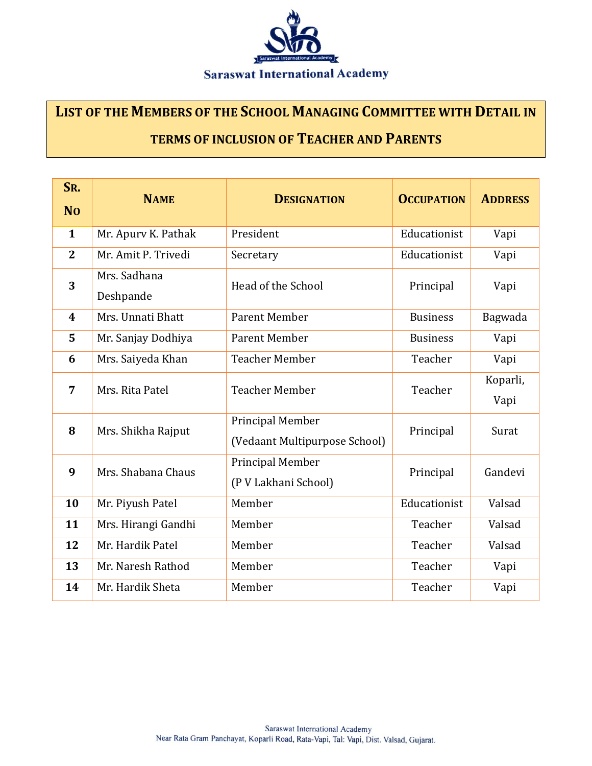Saraswat International Academy

# LIST OF THE MEMBERS OF THE SCHOOL MANAGING COMMITTEE WITH DETAIL IN TERMS OF INCLUSION OF TEACHER AND PARENTS

| SR. NO | NAME | DESIGNATION | OCCUPATION | ADDRESS |
|---|---|---|---|---|
| 1 | Mr. Apurv K. Pathak | President | Educationist | Vapi |
| 2 | Mr. Amit P. Trivedi | Secretary | Educationist | Vapi |
| 3 | Mrs. Sadhana Deshpande | Head of the School | Principal | Vapi |
| 4 | Mrs. Unnati Bhatt | Parent Member | Business | Bagwada |
| 5 | Mr. Sanjay Dodhiya | Parent Member | Business | Vapi |
| 6 | Mrs. Saiyeda Khan | Teacher Member | Teacher | Vapi |
| 7 | Mrs. Rita Patel | Teacher Member | Teacher | Koparli, Vapi |
| 8 | Mrs. Shikha Rajput | Principal Member (Vedaant Multipurpose School) | Principal | Surat |
| 9 | Mrs. Shabana Chaus | Principal Member (P V Lakhani School) | Principal | Gandevi |
| 10 | Mr. Piyush Patel | Member | Educationist | Valsad |
| 11 | Mrs. Hirangi Gandhi | Member | Teacher | Valsad |
| 12 | Mr. Hardik Patel | Member | Teacher | Valsad |
| 13 | Mr. Naresh Rathod | Member | Teacher | Vapi |
| 14 | Mr. Hardik Sheta | Member | Teacher | Vapi |

Saraswat International Academy
Near Rata Gram Panchayat, Koparli Road, Rata-Vapi, Tal: Vapi, Dist. Valsad, Gujarat.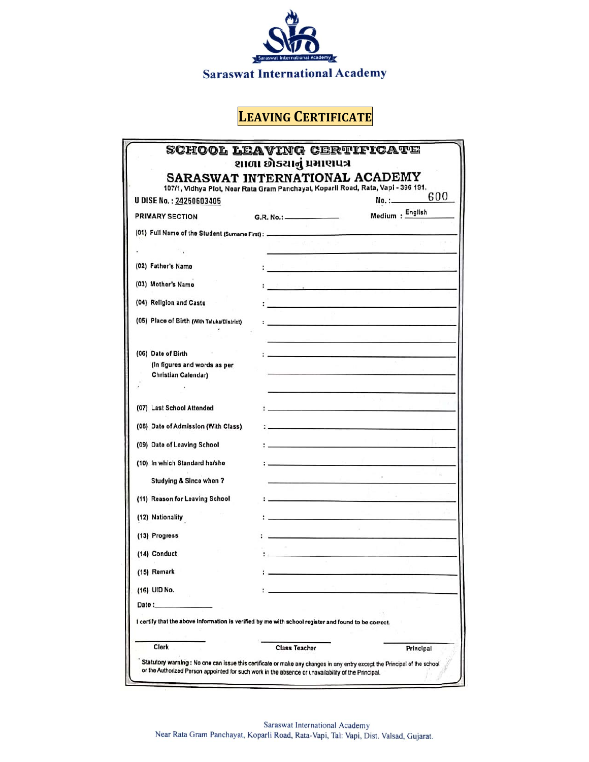Saraswat International Academy

# LEAVING CERTIFICATE

## SCHOOL LEAVING CERTIFICATE

શાળા છોડયાનું પ્રમાણપત્ર

## SARASWAT INTERNATIONAL ACADEMY

107/1, Vidhya Plot, Near Rata Gram Panchayat, Koparli Road, Rata, Vapi - 396 191.

U DISE No. : 24250603405 No. : 600

PRIMARY SECTION G.R. No.: ______ Medium : English

(01) Full Name of the Student (Surname First) : ______

(02) Father's Name : ______

(03) Mother's Name : ______

(04) Religion and Caste : ______

(05) Place of Birth (With Taluka/District) : ______

(06) Date of Birth (In figures and words as per Christian Calendar) : ______

(07) Last School Attended : ______

(08) Date of Admission (With Class) : ______

(09) Date of Leaving School : ______

(10) In which Standard he/she Studying & Since when ? : ______

(11) Reason for Leaving School : ______

(12) Nationality : ______

(13) Progress : ______

(14) Conduct : ______

(15) Remark : ______

(16) UID No. : ______

Date : ______

I certify that the above information is verified by me with school register and found to be correct.

Clerk Class Teacher Principal

Statutory warning : No one can issue this certificate or make any changes in any entry except the Principal of the school or the Authorized Person appointed for such work in the absence or unavailability of the Principal.

Saraswat International Academy
Near Rata Gram Panchayat, Koparli Road, Rata-Vapi, Tal: Vapi, Dist. Valsad, Gujarat.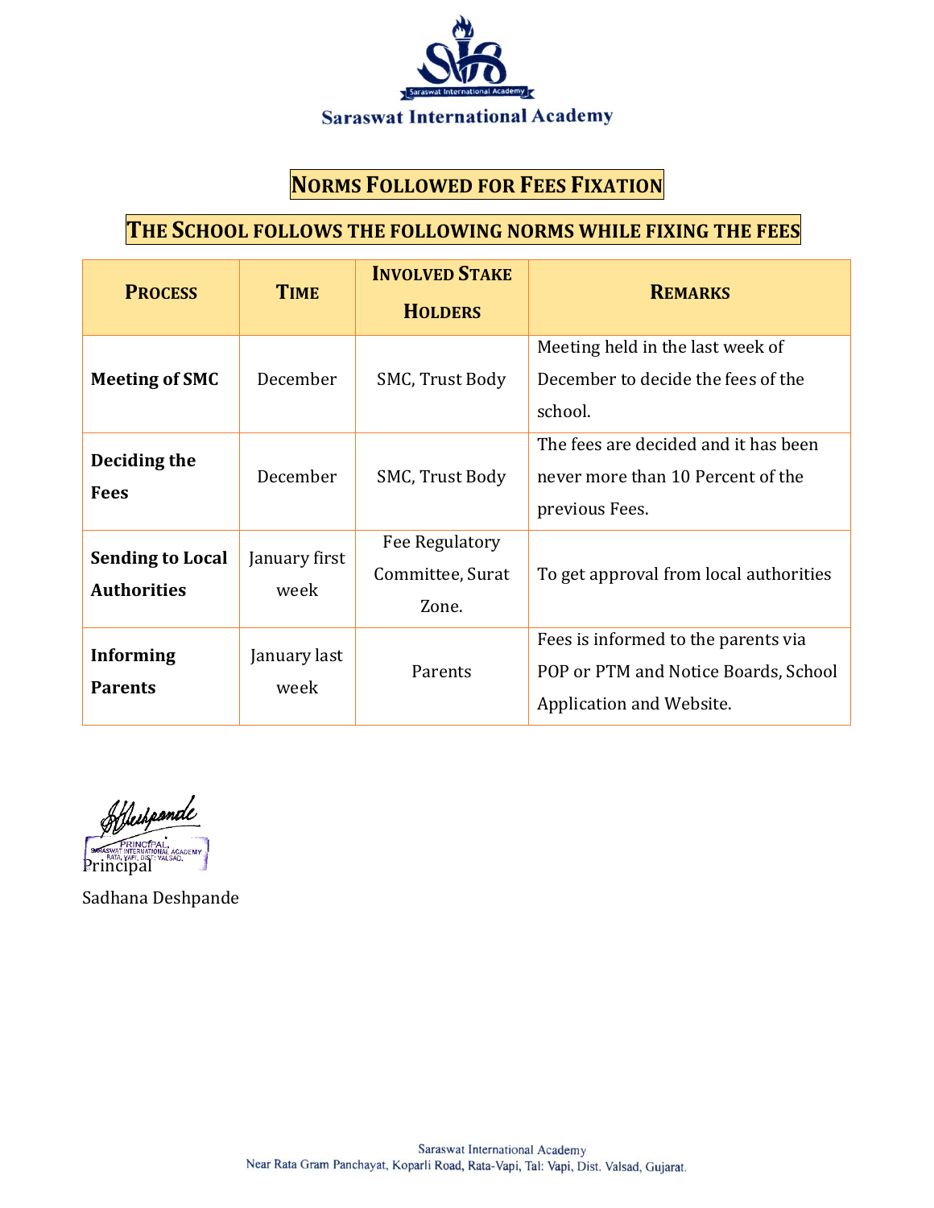Saraswat International Academy

# Norms Followed for Fees Fixation

## The School follows the following norms while fixing the fees

| Process | Time | Involved Stake Holders | Remarks |
|---|---|---|---|
| **Meeting of SMC** | December | SMC, Trust Body | Meeting held in the last week of December to decide the fees of the school. |
| **Deciding the Fees** | December | SMC, Trust Body | The fees are decided and it has been never more than 10 Percent of the previous Fees. |
| **Sending to Local Authorities** | January first week | Fee Regulatory Committee, Surat Zone. | To get approval from local authorities |
| **Informing Parents** | January last week | Parents | Fees is informed to the parents via POP or PTM and Notice Boards, School Application and Website. |

PRINCIPAL, SARASWAT INTERNATIONAL ACADEMY, RATA, VAPI, DIST: VALSAD.

Principal

Sadhana Deshpande

Saraswat International Academy
Near Rata Gram Panchayat, Koparli Road, Rata-Vapi, Tal: Vapi, Dist. Valsad, Gujarat.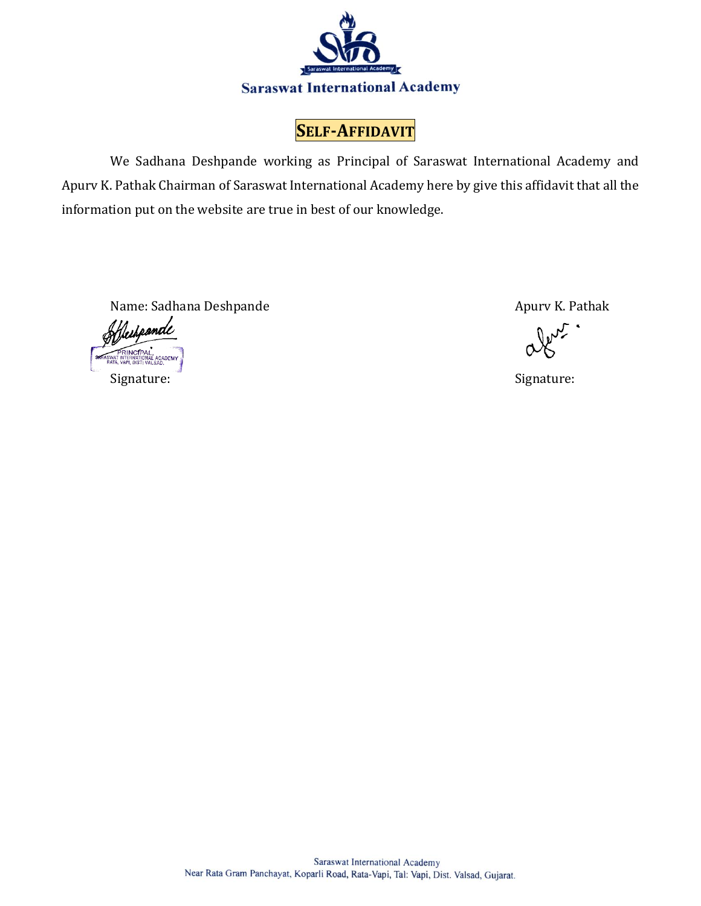Saraswat International Academy

# SELF-AFFIDAVIT

We Sadhana Deshpande working as Principal of Saraswat International Academy and Apurv K. Pathak Chairman of Saraswat International Academy here by give this affidavit that all the information put on the website are true in best of our knowledge.

Name: Sadhana Deshpande

PRINCIPAL, SARASWAT INTERNATIONAL ACADEMY RATA, VAPI, DIST: VALSAD.

Signature:

Apurv K. Pathak

Signature:

Saraswat International Academy
Near Rata Gram Panchayat, Koparli Road, Rata-Vapi, Tal: Vapi, Dist. Valsad, Gujarat.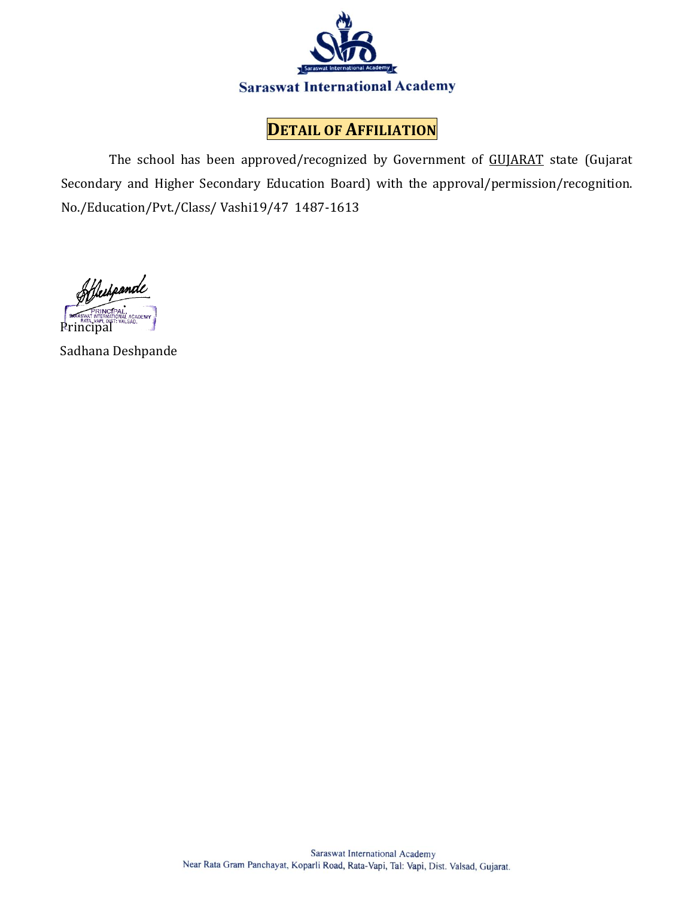Saraswat International Academy

# DETAIL OF AFFILIATION

The school has been approved/recognized by Government of GUJARAT state (Gujarat Secondary and Higher Secondary Education Board) with the approval/permission/recognition. No./Education/Pvt./Class/ Vashi19/47 1487-1613

PRINCIPAL
SARASWAT INTERNATIONAL ACADEMY
RATA, VAPI, DIST: VALSAD.

Principal

Sadhana Deshpande

Saraswat International Academy
Near Rata Gram Panchayat, Koparli Road, Rata-Vapi, Tal: Vapi, Dist. Valsad, Gujarat.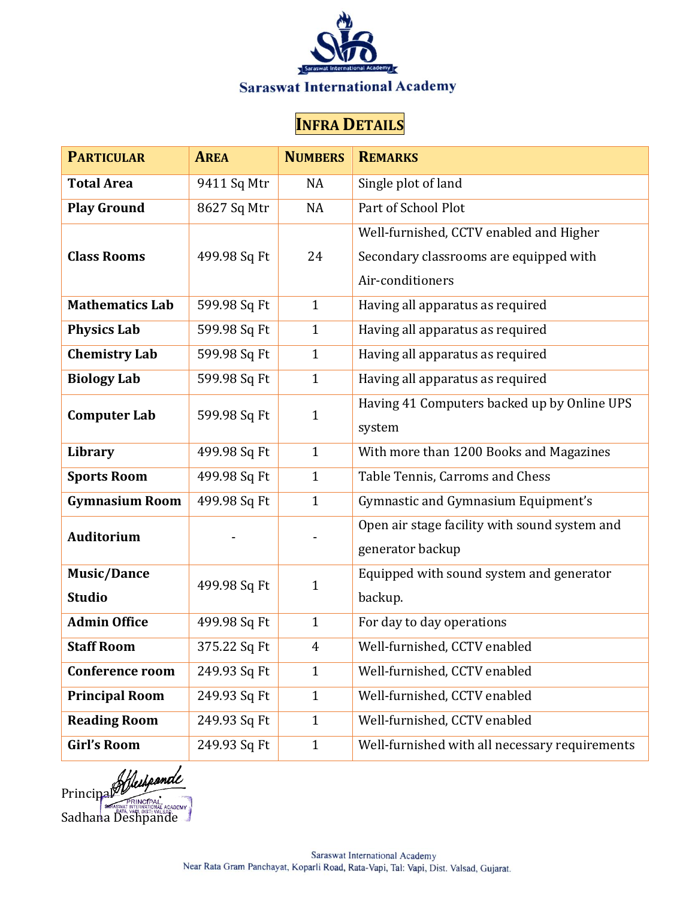# Saraswat International Academy

## INFRA DETAILS

| PARTICULAR | AREA | NUMBERS | REMARKS |
|---|---|---|---|
| **Total Area** | 9411 Sq Mtr | NA | Single plot of land |
| **Play Ground** | 8627 Sq Mtr | NA | Part of School Plot |
| **Class Rooms** | 499.98 Sq Ft | 24 | Well-furnished, CCTV enabled and Higher Secondary classrooms are equipped with Air-conditioners |
| **Mathematics Lab** | 599.98 Sq Ft | 1 | Having all apparatus as required |
| **Physics Lab** | 599.98 Sq Ft | 1 | Having all apparatus as required |
| **Chemistry Lab** | 599.98 Sq Ft | 1 | Having all apparatus as required |
| **Biology Lab** | 599.98 Sq Ft | 1 | Having all apparatus as required |
| **Computer Lab** | 599.98 Sq Ft | 1 | Having 41 Computers backed up by Online UPS system |
| **Library** | 499.98 Sq Ft | 1 | With more than 1200 Books and Magazines |
| **Sports Room** | 499.98 Sq Ft | 1 | Table Tennis, Carroms and Chess |
| **Gymnasium Room** | 499.98 Sq Ft | 1 | Gymnastic and Gymnasium Equipment's |
| **Auditorium** | - | - | Open air stage facility with sound system and generator backup |
| **Music/Dance Studio** | 499.98 Sq Ft | 1 | Equipped with sound system and generator backup. |
| **Admin Office** | 499.98 Sq Ft | 1 | For day to day operations |
| **Staff Room** | 375.22 Sq Ft | 4 | Well-furnished, CCTV enabled |
| **Conference room** | 249.93 Sq Ft | 1 | Well-furnished, CCTV enabled |
| **Principal Room** | 249.93 Sq Ft | 1 | Well-furnished, CCTV enabled |
| **Reading Room** | 249.93 Sq Ft | 1 | Well-furnished, CCTV enabled |
| **Girl's Room** | 249.93 Sq Ft | 1 | Well-furnished with all necessary requirements |

Principal

Sadhana Deshpande

Saraswat International Academy
Near Rata Gram Panchayat, Koparli Road, Rata-Vapi, Tal: Vapi, Dist. Valsad, Gujarat.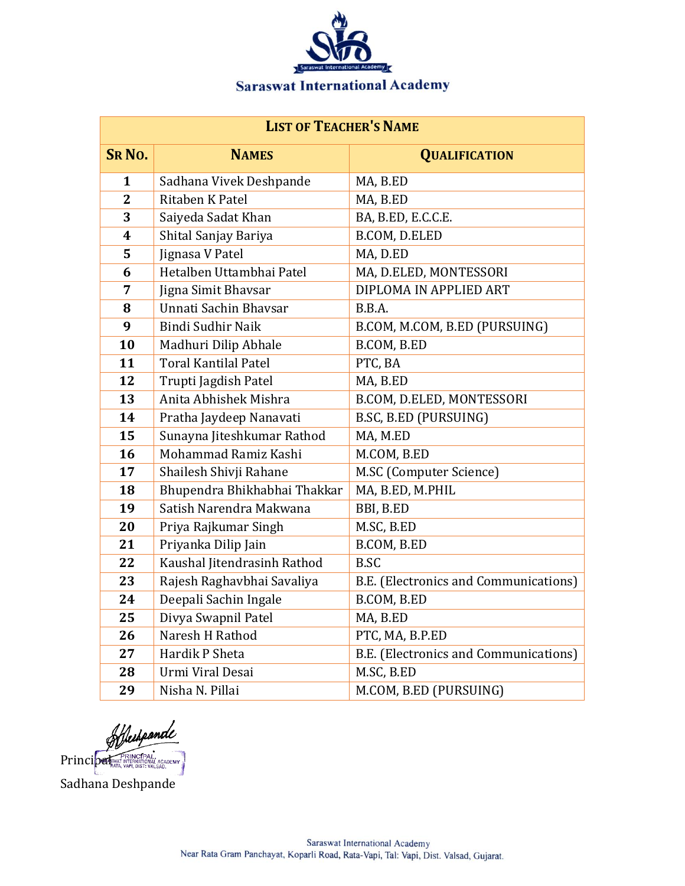# Saraswat International Academy

| LIST OF TEACHER'S NAME | | |
|---|---|---|
| **SR NO.** | **NAMES** | **QUALIFICATION** |
| 1 | Sadhana Vivek Deshpande | MA, B.ED |
| 2 | Ritaben K Patel | MA, B.ED |
| 3 | Saiyeda Sadat Khan | BA, B.ED, E.C.C.E. |
| 4 | Shital Sanjay Bariya | B.COM, D.ELED |
| 5 | Jignasa V Patel | MA, D.ED |
| 6 | Hetalben Uttambhai Patel | MA, D.ELED, MONTESSORI |
| 7 | Jigna Simit Bhavsar | DIPLOMA IN APPLIED ART |
| 8 | Unnati Sachin Bhavsar | B.B.A. |
| 9 | Bindi Sudhir Naik | B.COM, M.COM, B.ED (PURSUING) |
| 10 | Madhuri Dilip Abhale | B.COM, B.ED |
| 11 | Toral Kantilal Patel | PTC, BA |
| 12 | Trupti Jagdish Patel | MA, B.ED |
| 13 | Anita Abhishek Mishra | B.COM, D.ELED, MONTESSORI |
| 14 | Pratha Jaydeep Nanavati | B.SC, B.ED (PURSUING) |
| 15 | Sunayna Jiteshkumar Rathod | MA, M.ED |
| 16 | Mohammad Ramiz Kashi | M.COM, B.ED |
| 17 | Shailesh Shivji Rahane | M.SC (Computer Science) |
| 18 | Bhupendra Bhikhabhai Thakkar | MA, B.ED, M.PHIL |
| 19 | Satish Narendra Makwana | BBI, B.ED |
| 20 | Priya Rajkumar Singh | M.SC, B.ED |
| 21 | Priyanka Dilip Jain | B.COM, B.ED |
| 22 | Kaushal Jitendrasinh Rathod | B.SC |
| 23 | Rajesh Raghavbhai Savaliya | B.E. (Electronics and Communications) |
| 24 | Deepali Sachin Ingale | B.COM, B.ED |
| 25 | Divya Swapnil Patel | MA, B.ED |
| 26 | Naresh H Rathod | PTC, MA, B.P.ED |
| 27 | Hardik P Sheta | B.E. (Electronics and Communications) |
| 28 | Urmi Viral Desai | M.SC, B.ED |
| 29 | Nisha N. Pillai | M.COM, B.ED (PURSUING) |

Principal
Sadhana Deshpande

Saraswat International Academy
Near Rata Gram Panchayat, Koparli Road, Rata-Vapi, Tal: Vapi, Dist. Valsad, Gujarat.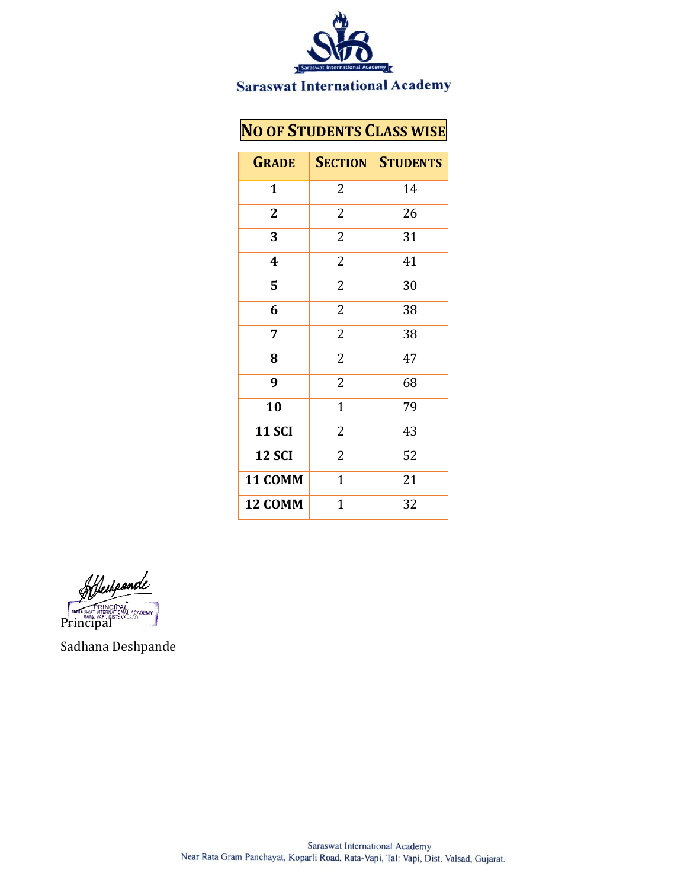Saraswat International Academy

## NO OF STUDENTS CLASS WISE

| GRADE | SECTION | STUDENTS |
|---|---|---|
| **1** | 2 | 14 |
| **2** | 2 | 26 |
| **3** | 2 | 31 |
| **4** | 2 | 41 |
| **5** | 2 | 30 |
| **6** | 2 | 38 |
| **7** | 2 | 38 |
| **8** | 2 | 47 |
| **9** | 2 | 68 |
| **10** | 1 | 79 |
| **11 SCI** | 2 | 43 |
| **12 SCI** | 2 | 52 |
| **11 COMM** | 1 | 21 |
| **12 COMM** | 1 | 32 |

PRINCIPAL
SARASWAT INTERNATIONAL ACADEMY
RATA, VAPI, DIST: VALSAD.

Principal

Sadhana Deshpande

Saraswat International Academy
Near Rata Gram Panchayat, Koparli Road, Rata-Vapi, Tal: Vapi, Dist. Valsad, Gujarat.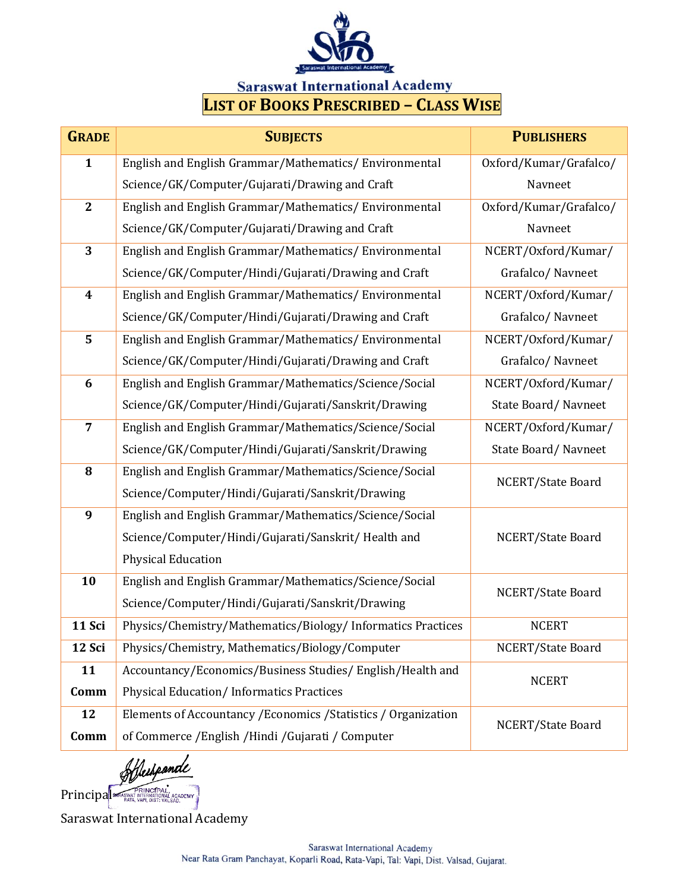Saraswat International Academy

# LIST OF BOOKS PRESCRIBED – CLASS WISE

| GRADE | SUBJECTS | PUBLISHERS |
| --- | --- | --- |
| 1 | English and English Grammar/Mathematics/ Environmental Science/GK/Computer/Gujarati/Drawing and Craft | Oxford/Kumar/Grafalco/ Navneet |
| 2 | English and English Grammar/Mathematics/ Environmental Science/GK/Computer/Gujarati/Drawing and Craft | Oxford/Kumar/Grafalco/ Navneet |
| 3 | English and English Grammar/Mathematics/ Environmental Science/GK/Computer/Hindi/Gujarati/Drawing and Craft | NCERT/Oxford/Kumar/ Grafalco/ Navneet |
| 4 | English and English Grammar/Mathematics/ Environmental Science/GK/Computer/Hindi/Gujarati/Drawing and Craft | NCERT/Oxford/Kumar/ Grafalco/ Navneet |
| 5 | English and English Grammar/Mathematics/ Environmental Science/GK/Computer/Hindi/Gujarati/Drawing and Craft | NCERT/Oxford/Kumar/ Grafalco/ Navneet |
| 6 | English and English Grammar/Mathematics/Science/Social Science/GK/Computer/Hindi/Gujarati/Sanskrit/Drawing | NCERT/Oxford/Kumar/ State Board/ Navneet |
| 7 | English and English Grammar/Mathematics/Science/Social Science/GK/Computer/Hindi/Gujarati/Sanskrit/Drawing | NCERT/Oxford/Kumar/ State Board/ Navneet |
| 8 | English and English Grammar/Mathematics/Science/Social Science/Computer/Hindi/Gujarati/Sanskrit/Drawing | NCERT/State Board |
| 9 | English and English Grammar/Mathematics/Science/Social Science/Computer/Hindi/Gujarati/Sanskrit/ Health and Physical Education | NCERT/State Board |
| 10 | English and English Grammar/Mathematics/Science/Social Science/Computer/Hindi/Gujarati/Sanskrit/Drawing | NCERT/State Board |
| 11 Sci | Physics/Chemistry/Mathematics/Biology/ Informatics Practices | NCERT |
| 12 Sci | Physics/Chemistry, Mathematics/Biology/Computer | NCERT/State Board |
| 11 Comm | Accountancy/Economics/Business Studies/ English/Health and Physical Education/ Informatics Practices | NCERT |
| 12 Comm | Elements of Accountancy /Economics /Statistics / Organization of Commerce /English /Hindi /Gujarati / Computer | NCERT/State Board |

Principal

Saraswat International Academy

Saraswat International Academy
Near Rata Gram Panchayat, Koparli Road, Rata-Vapi, Tal: Vapi, Dist. Valsad, Gujarat.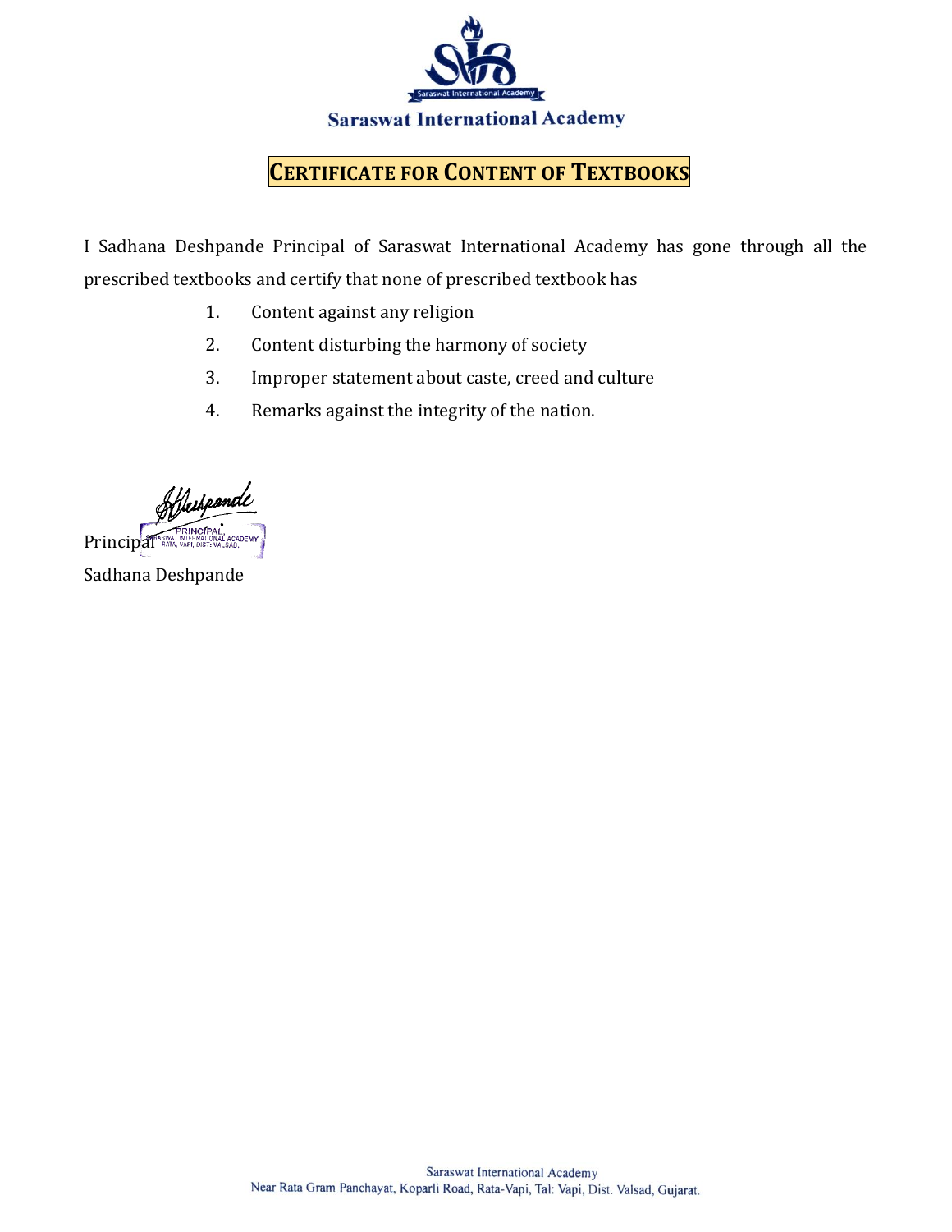Saraswat International Academy

# CERTIFICATE FOR CONTENT OF TEXTBOOKS

I Sadhana Deshpande Principal of Saraswat International Academy has gone through all the prescribed textbooks and certify that none of prescribed textbook has

1. Content against any religion
2. Content disturbing the harmony of society
3. Improper statement about caste, creed and culture
4. Remarks against the integrity of the nation.

Principal

Sadhana Deshpande

Saraswat International Academy
Near Rata Gram Panchayat, Koparli Road, Rata-Vapi, Tal: Vapi, Dist. Valsad, Gujarat.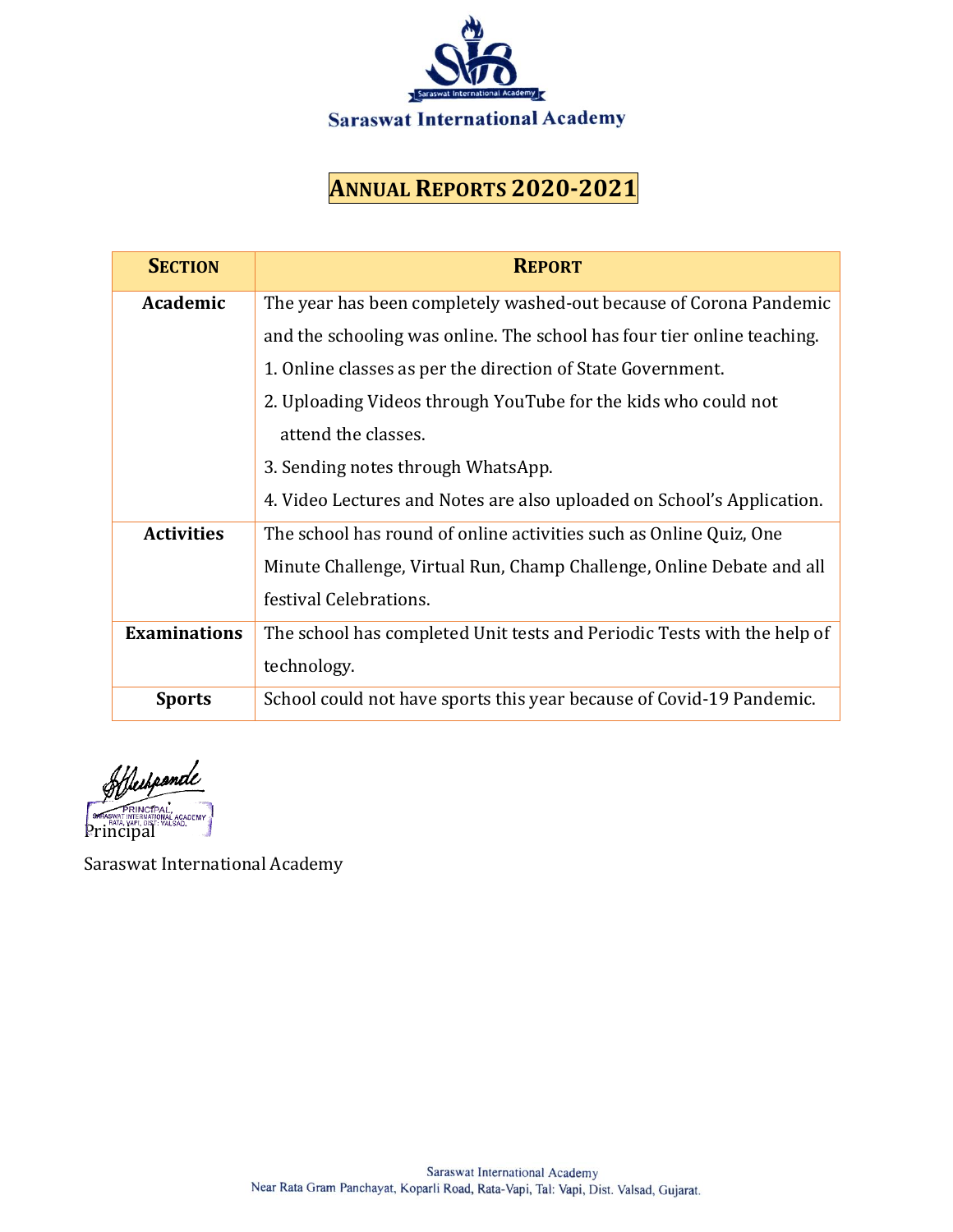Saraswat International Academy

# ANNUAL REPORTS 2020-2021

| SECTION | REPORT |
|---|---|
| **Academic** | The year has been completely washed-out because of Corona Pandemic and the schooling was online. The school has four tier online teaching.<br>1. Online classes as per the direction of State Government.<br>2. Uploading Videos through YouTube for the kids who could not attend the classes.<br>3. Sending notes through WhatsApp.<br>4. Video Lectures and Notes are also uploaded on School's Application. |
| **Activities** | The school has round of online activities such as Online Quiz, One Minute Challenge, Virtual Run, Champ Challenge, Online Debate and all festival Celebrations. |
| **Examinations** | The school has completed Unit tests and Periodic Tests with the help of technology. |
| **Sports** | School could not have sports this year because of Covid-19 Pandemic. |

PRINCIPAL, SARASWAT INTERNATIONAL ACADEMY RATA, VAPI, DIST: VALSAD.

Principal

Saraswat International Academy

Saraswat International Academy
Near Rata Gram Panchayat, Koparli Road, Rata-Vapi, Tal: Vapi, Dist. Valsad, Gujarat.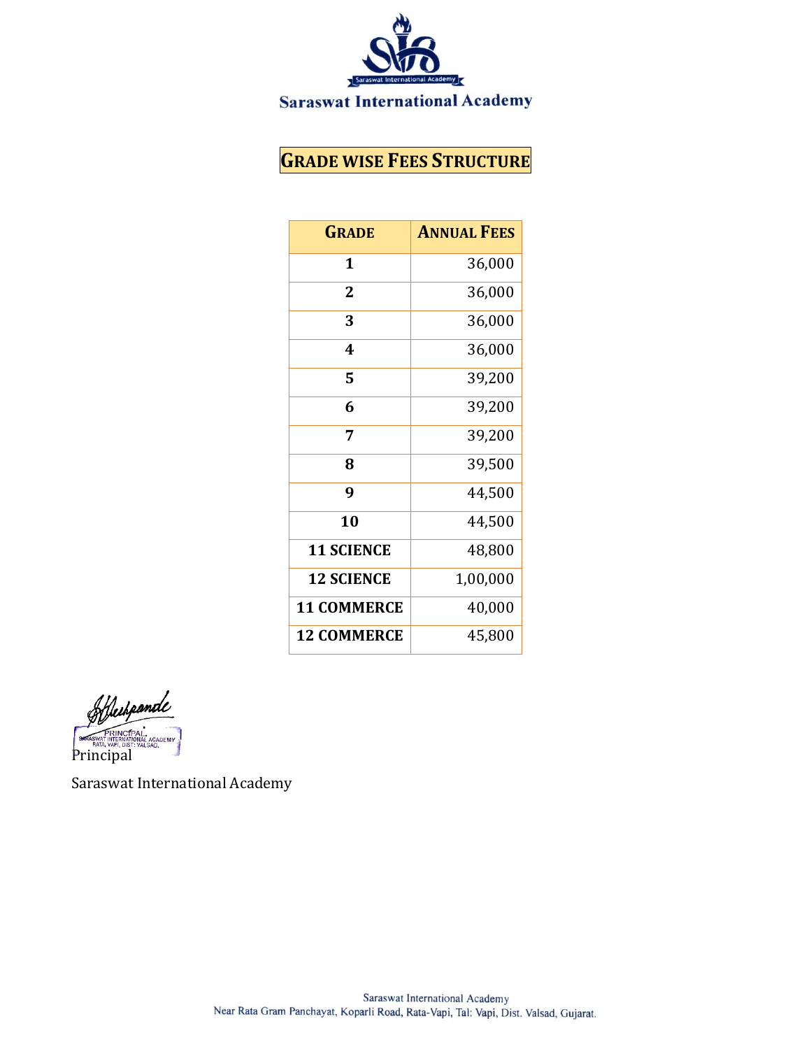Saraswat International Academy

## GRADE WISE FEES STRUCTURE

| GRADE | ANNUAL FEES |
|---|---|
| 1 | 36,000 |
| 2 | 36,000 |
| 3 | 36,000 |
| 4 | 36,000 |
| 5 | 39,200 |
| 6 | 39,200 |
| 7 | 39,200 |
| 8 | 39,500 |
| 9 | 44,500 |
| 10 | 44,500 |
| 11 SCIENCE | 48,800 |
| 12 SCIENCE | 1,00,000 |
| 11 COMMERCE | 40,000 |
| 12 COMMERCE | 45,800 |

PRINCIPAL, SARASWAT INTERNATIONAL ACADEMY, RATA, VAPI, DIST: VALSAD.

Principal

Saraswat International Academy

Saraswat International Academy
Near Rata Gram Panchayat, Koparli Road, Rata-Vapi, Tal: Vapi, Dist. Valsad, Gujarat.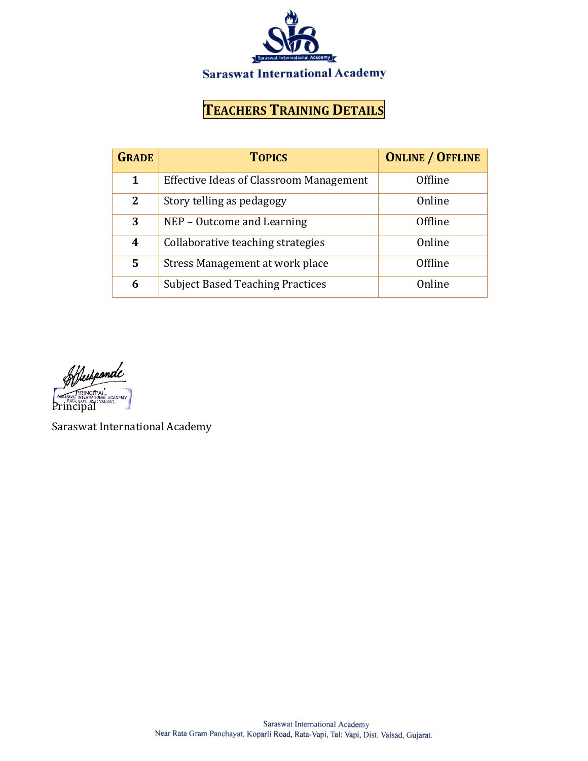Saraswat International Academy

# TEACHERS TRAINING DETAILS

| GRADE | TOPICS | ONLINE / OFFLINE |
|---|---|---|
| 1 | Effective Ideas of Classroom Management | Offline |
| 2 | Story telling as pedagogy | Online |
| 3 | NEP – Outcome and Learning | Offline |
| 4 | Collaborative teaching strategies | Online |
| 5 | Stress Management at work place | Offline |
| 6 | Subject Based Teaching Practices | Online |

PRINCIPAL
SARASWAT INTERNATIONAL ACADEMY
RATA, VAPI, DIST: VALSAD.

Principal

Saraswat International Academy

Saraswat International Academy
Near Rata Gram Panchayat, Koparli Road, Rata-Vapi, Tal: Vapi, Dist. Valsad, Gujarat.